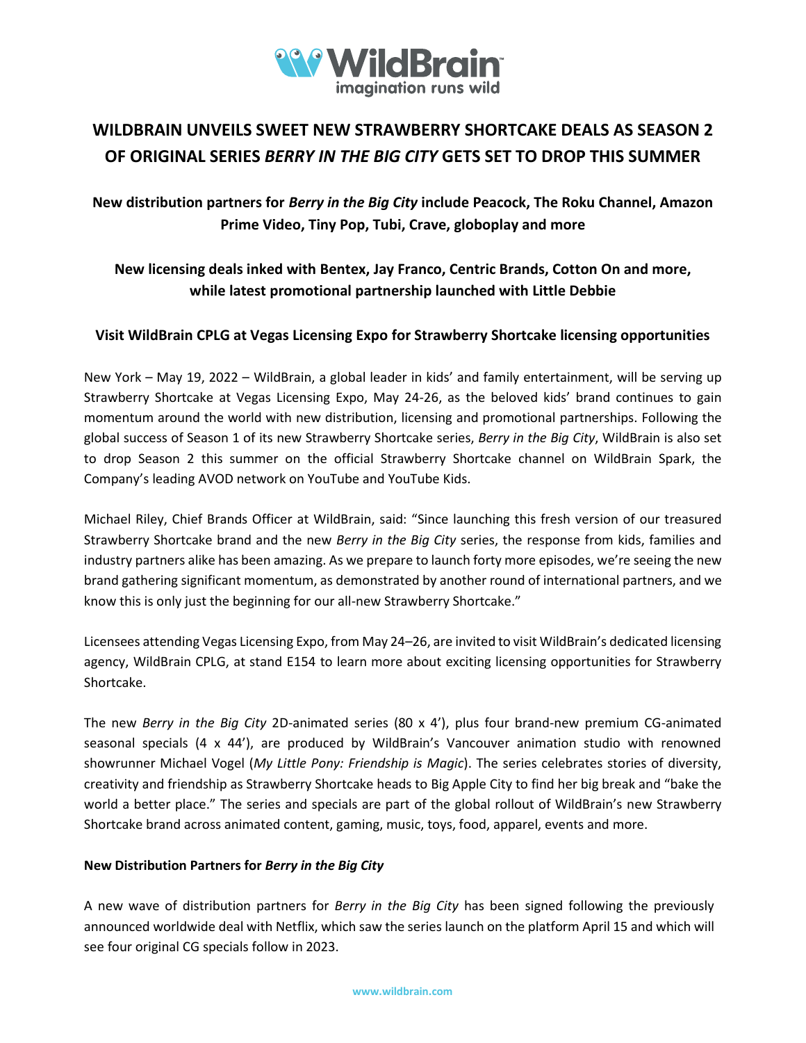WildBrain
imagination runs wild

# WILDBRAIN UNVEILS SWEET NEW STRAWBERRY SHORTCAKE DEALS AS SEASON 2 OF ORIGINAL SERIES *BERRY IN THE BIG CITY* GETS SET TO DROP THIS SUMMER

**New distribution partners for *Berry in the Big City* include Peacock, The Roku Channel, Amazon Prime Video, Tiny Pop, Tubi, Crave, globoplay and more**

**New licensing deals inked with Bentex, Jay Franco, Centric Brands, Cotton On and more, while latest promotional partnership launched with Little Debbie**

**Visit WildBrain CPLG at Vegas Licensing Expo for Strawberry Shortcake licensing opportunities**

New York – May 19, 2022 – WildBrain, a global leader in kids' and family entertainment, will be serving up Strawberry Shortcake at Vegas Licensing Expo, May 24-26, as the beloved kids' brand continues to gain momentum around the world with new distribution, licensing and promotional partnerships. Following the global success of Season 1 of its new Strawberry Shortcake series, *Berry in the Big City*, WildBrain is also set to drop Season 2 this summer on the official Strawberry Shortcake channel on WildBrain Spark, the Company's leading AVOD network on YouTube and YouTube Kids.

Michael Riley, Chief Brands Officer at WildBrain, said: "Since launching this fresh version of our treasured Strawberry Shortcake brand and the new *Berry in the Big City* series, the response from kids, families and industry partners alike has been amazing. As we prepare to launch forty more episodes, we're seeing the new brand gathering significant momentum, as demonstrated by another round of international partners, and we know this is only just the beginning for our all-new Strawberry Shortcake."

Licensees attending Vegas Licensing Expo, from May 24–26, are invited to visit WildBrain's dedicated licensing agency, WildBrain CPLG, at stand E154 to learn more about exciting licensing opportunities for Strawberry Shortcake.

The new *Berry in the Big City* 2D-animated series (80 x 4'), plus four brand-new premium CG-animated seasonal specials (4 x 44'), are produced by WildBrain's Vancouver animation studio with renowned showrunner Michael Vogel (*My Little Pony: Friendship is Magic*). The series celebrates stories of diversity, creativity and friendship as Strawberry Shortcake heads to Big Apple City to find her big break and "bake the world a better place." The series and specials are part of the global rollout of WildBrain's new Strawberry Shortcake brand across animated content, gaming, music, toys, food, apparel, events and more.

**New Distribution Partners for *Berry in the Big City***

A new wave of distribution partners for *Berry in the Big City* has been signed following the previously announced worldwide deal with Netflix, which saw the series launch on the platform April 15 and which will see four original CG specials follow in 2023.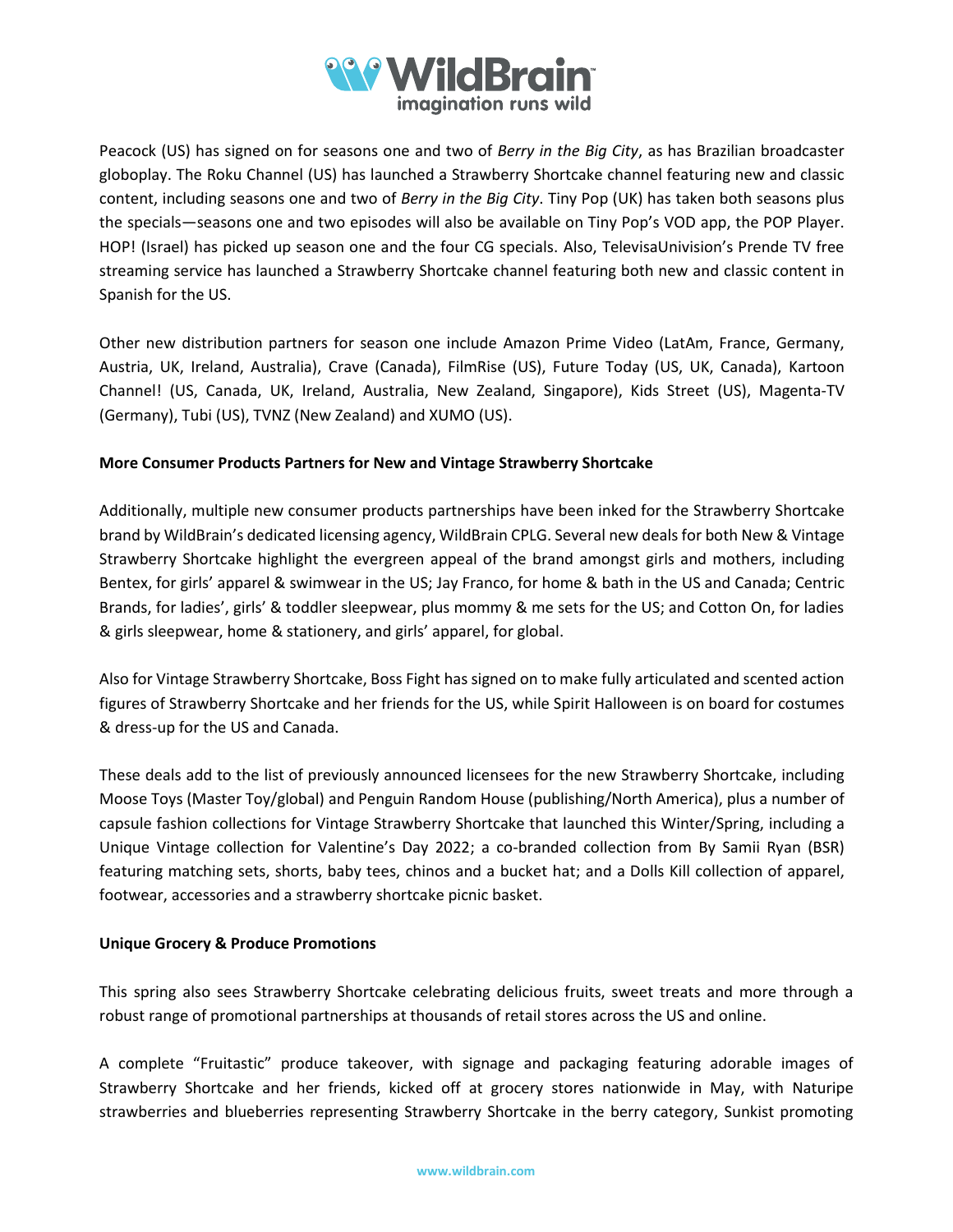Peacock (US) has signed on for seasons one and two of *Berry in the Big City*, as has Brazilian broadcaster globoplay. The Roku Channel (US) has launched a Strawberry Shortcake channel featuring new and classic content, including seasons one and two of *Berry in the Big City*. Tiny Pop (UK) has taken both seasons plus the specials—seasons one and two episodes will also be available on Tiny Pop's VOD app, the POP Player. HOP! (Israel) has picked up season one and the four CG specials. Also, TelevisaUnivision's Prende TV free streaming service has launched a Strawberry Shortcake channel featuring both new and classic content in Spanish for the US.

Other new distribution partners for season one include Amazon Prime Video (LatAm, France, Germany, Austria, UK, Ireland, Australia), Crave (Canada), FilmRise (US), Future Today (US, UK, Canada), Kartoon Channel! (US, Canada, UK, Ireland, Australia, New Zealand, Singapore), Kids Street (US), Magenta-TV (Germany), Tubi (US), TVNZ (New Zealand) and XUMO (US).

**More Consumer Products Partners for New and Vintage Strawberry Shortcake**

Additionally, multiple new consumer products partnerships have been inked for the Strawberry Shortcake brand by WildBrain's dedicated licensing agency, WildBrain CPLG. Several new deals for both New & Vintage Strawberry Shortcake highlight the evergreen appeal of the brand amongst girls and mothers, including Bentex, for girls' apparel & swimwear in the US; Jay Franco, for home & bath in the US and Canada; Centric Brands, for ladies', girls' & toddler sleepwear, plus mommy & me sets for the US; and Cotton On, for ladies & girls sleepwear, home & stationery, and girls' apparel, for global.

Also for Vintage Strawberry Shortcake, Boss Fight has signed on to make fully articulated and scented action figures of Strawberry Shortcake and her friends for the US, while Spirit Halloween is on board for costumes & dress-up for the US and Canada.

These deals add to the list of previously announced licensees for the new Strawberry Shortcake, including Moose Toys (Master Toy/global) and Penguin Random House (publishing/North America), plus a number of capsule fashion collections for Vintage Strawberry Shortcake that launched this Winter/Spring, including a Unique Vintage collection for Valentine's Day 2022; a co-branded collection from By Samii Ryan (BSR) featuring matching sets, shorts, baby tees, chinos and a bucket hat; and a Dolls Kill collection of apparel, footwear, accessories and a strawberry shortcake picnic basket.

**Unique Grocery & Produce Promotions**

This spring also sees Strawberry Shortcake celebrating delicious fruits, sweet treats and more through a robust range of promotional partnerships at thousands of retail stores across the US and online.

A complete "Fruitastic" produce takeover, with signage and packaging featuring adorable images of Strawberry Shortcake and her friends, kicked off at grocery stores nationwide in May, with Naturipe strawberries and blueberries representing Strawberry Shortcake in the berry category, Sunkist promoting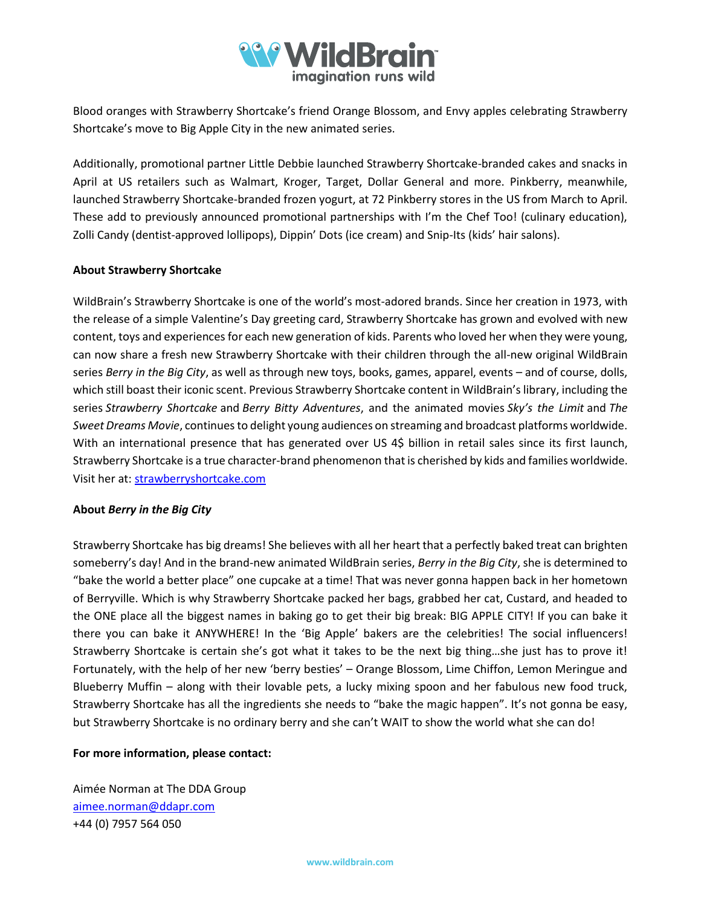Blood oranges with Strawberry Shortcake's friend Orange Blossom, and Envy apples celebrating Strawberry Shortcake's move to Big Apple City in the new animated series.

Additionally, promotional partner Little Debbie launched Strawberry Shortcake-branded cakes and snacks in April at US retailers such as Walmart, Kroger, Target, Dollar General and more. Pinkberry, meanwhile, launched Strawberry Shortcake-branded frozen yogurt, at 72 Pinkberry stores in the US from March to April. These add to previously announced promotional partnerships with I'm the Chef Too! (culinary education), Zolli Candy (dentist-approved lollipops), Dippin' Dots (ice cream) and Snip-Its (kids' hair salons).

**About Strawberry Shortcake**

WildBrain's Strawberry Shortcake is one of the world's most-adored brands. Since her creation in 1973, with the release of a simple Valentine's Day greeting card, Strawberry Shortcake has grown and evolved with new content, toys and experiences for each new generation of kids. Parents who loved her when they were young, can now share a fresh new Strawberry Shortcake with their children through the all-new original WildBrain series *Berry in the Big City*, as well as through new toys, books, games, apparel, events – and of course, dolls, which still boast their iconic scent. Previous Strawberry Shortcake content in WildBrain's library, including the series *Strawberry Shortcake* and *Berry Bitty Adventures*, and the animated movies *Sky's the Limit* and *The Sweet Dreams Movie*, continues to delight young audiences on streaming and broadcast platforms worldwide. With an international presence that has generated over US 4$ billion in retail sales since its first launch, Strawberry Shortcake is a true character-brand phenomenon that is cherished by kids and families worldwide. Visit her at: [strawberryshortcake.com](strawberryshortcake.com)

**About *Berry in the Big City***

Strawberry Shortcake has big dreams! She believes with all her heart that a perfectly baked treat can brighten someberry's day! And in the brand-new animated WildBrain series, *Berry in the Big City*, she is determined to "bake the world a better place" one cupcake at a time! That was never gonna happen back in her hometown of Berryville. Which is why Strawberry Shortcake packed her bags, grabbed her cat, Custard, and headed to the ONE place all the biggest names in baking go to get their big break: BIG APPLE CITY! If you can bake it there you can bake it ANYWHERE! In the 'Big Apple' bakers are the celebrities! The social influencers! Strawberry Shortcake is certain she's got what it takes to be the next big thing…she just has to prove it! Fortunately, with the help of her new 'berry besties' – Orange Blossom, Lime Chiffon, Lemon Meringue and Blueberry Muffin – along with their lovable pets, a lucky mixing spoon and her fabulous new food truck, Strawberry Shortcake has all the ingredients she needs to "bake the magic happen". It's not gonna be easy, but Strawberry Shortcake is no ordinary berry and she can't WAIT to show the world what she can do!

**For more information, please contact:**

Aimée Norman at The DDA Group
[aimee.norman@ddapr.com](mailto:aimee.norman@ddapr.com)
+44 (0) 7957 564 050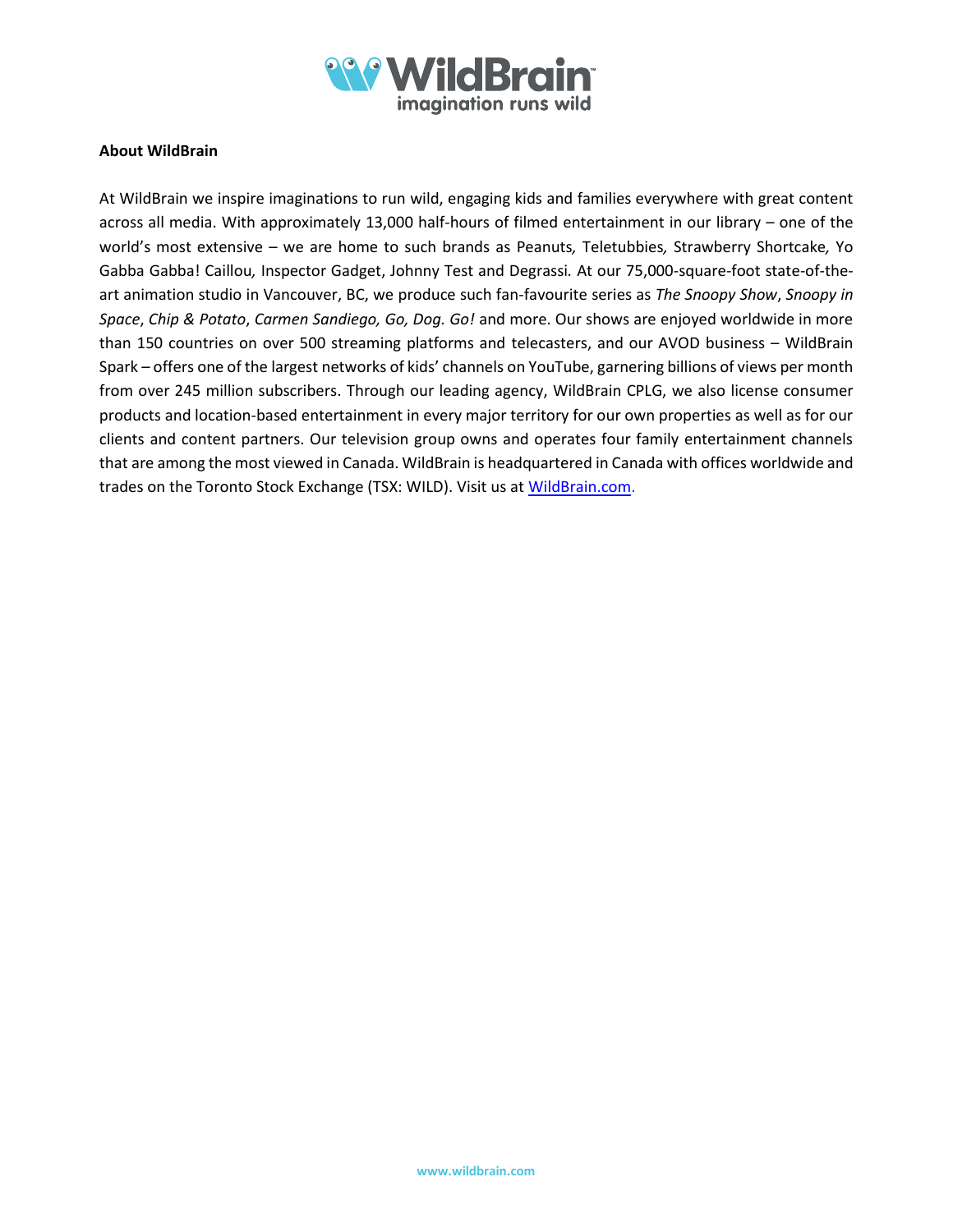**About WildBrain**

At WildBrain we inspire imaginations to run wild, engaging kids and families everywhere with great content across all media. With approximately 13,000 half-hours of filmed entertainment in our library – one of the world's most extensive – we are home to such brands as Peanuts*,* Teletubbies*,* Strawberry Shortcake*,* Yo Gabba Gabba! Caillou*,* Inspector Gadget, Johnny Test and Degrassi*.* At our 75,000-square-foot state-of-the-art animation studio in Vancouver, BC, we produce such fan-favourite series as *The Snoopy Show*, *Snoopy in Space*, *Chip & Potato*, *Carmen Sandiego, Go, Dog. Go!* and more. Our shows are enjoyed worldwide in more than 150 countries on over 500 streaming platforms and telecasters, and our AVOD business – WildBrain Spark – offers one of the largest networks of kids' channels on YouTube, garnering billions of views per month from over 245 million subscribers. Through our leading agency, WildBrain CPLG, we also license consumer products and location-based entertainment in every major territory for our own properties as well as for our clients and content partners. Our television group owns and operates four family entertainment channels that are among the most viewed in Canada. WildBrain is headquartered in Canada with offices worldwide and trades on the Toronto Stock Exchange (TSX: WILD). Visit us at [WildBrain.com](http://WildBrain.com).